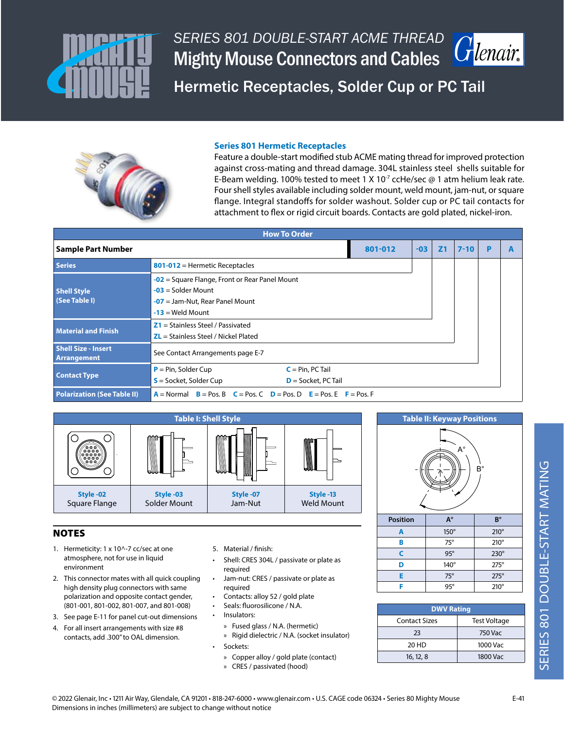# SERIES 801 DOUBLE-START ACME THREAD
# Mighty Mouse Connectors and Cables
## Hermetic Receptacles, Solder Cup or PC Tail

### Series 801 Hermetic Receptacles

Feature a double-start modified stub ACME mating thread for improved protection against cross-mating and thread damage. 304L stainless steel shells suitable for E-Beam welding. 100% tested to meet 1 X $10^{-7}$ ccHe/sec @ 1 atm helium leak rate. Four shell styles available including solder mount, weld mount, jam-nut, or square flange. Integral standoffs for solder washout. Solder cup or PC tail contacts for attachment to flex or rigid circuit boards. Contacts are gold plated, nickel-iron.

### How To Order

| Sample Part Number | 801-012 | -03 | Z1 | 7-10 | P | A |
|---|---|---|---|---|---|---|
| **Series** | **801-012** = Hermetic Receptacles | | | | | |
| **Shell Style (See Table I)** | **-02** = Square Flange, Front or Rear Panel Mount<br>**-03** = Solder Mount<br>**-07** = Jam-Nut, Rear Panel Mount<br>**-13** = Weld Mount | | | | | |
| **Material and Finish** | **Z1** = Stainless Steel / Passivated<br>**ZL** = Stainless Steel / Nickel Plated | | | | | |
| **Shell Size - Insert Arrangement** | See Contact Arrangements page E-7 | | | | | |
| **Contact Type** | **P** = Pin, Solder Cup &nbsp; **C** = Pin, PC Tail<br>**S** = Socket, Solder Cup &nbsp; **D** = Socket, PC Tail | | | | | |
| **Polarization (See Table II)** | **A** = Normal **B** = Pos. B **C** = Pos. C **D** = Pos. D **E** = Pos. E **F** = Pos. F | | | | | |

### Table I: Shell Style

| Style -02 | Style -03 | Style -07 | Style -13 |
|---|---|---|---|
| Square Flange | Solder Mount | Jam-Nut | Weld Mount |

### Table II: Keyway Positions

| Position | A° | B° |
|---|---|---|
| A | 150° | 210° |
| B | 75° | 210° |
| C | 95° | 230° |
| D | 140° | 275° |
| E | 75° | 275° |
| F | 95° | 210° |

### DWV Rating

| Contact Sizes | Test Voltage |
|---|---|
| 23 | 750 Vac |
| 20 HD | 1000 Vac |
| 16, 12, 8 | 1800 Vac |

## NOTES

1. Hermeticity: 1 x 10^-7 cc/sec at one atmosphere, not for use in liquid environment
2. This connector mates with all quick coupling high density plug connectors with same polarization and opposite contact gender, (801-001, 801-002, 801-007, and 801-008)
3. See page E-11 for panel cut-out dimensions
4. For all insert arrangements with size #8 contacts, add .300" to OAL dimension.
5. Material / finish:
   - Shell: CRES 304L / passivate or plate as required
   - Jam-nut: CRES / passivate or plate as required
   - Contacts: alloy 52 / gold plate
   - Seals: fluorosilicone / N.A.
   - Insulators:
     - Fused glass / N.A. (hermetic)
     - Rigid dielectric / N.A. (socket insulator)
   - Sockets:
     - Copper alloy / gold plate (contact)
     - CRES / passivated (hood)

SERIES 801 DOUBLE-START MATING

© 2022 Glenair, Inc • 1211 Air Way, Glendale, CA 91201 • 818-247-6000 • www.glenair.com • U.S. CAGE code 06324 • Series 80 Mighty Mouse
Dimensions in inches (millimeters) are subject to change without notice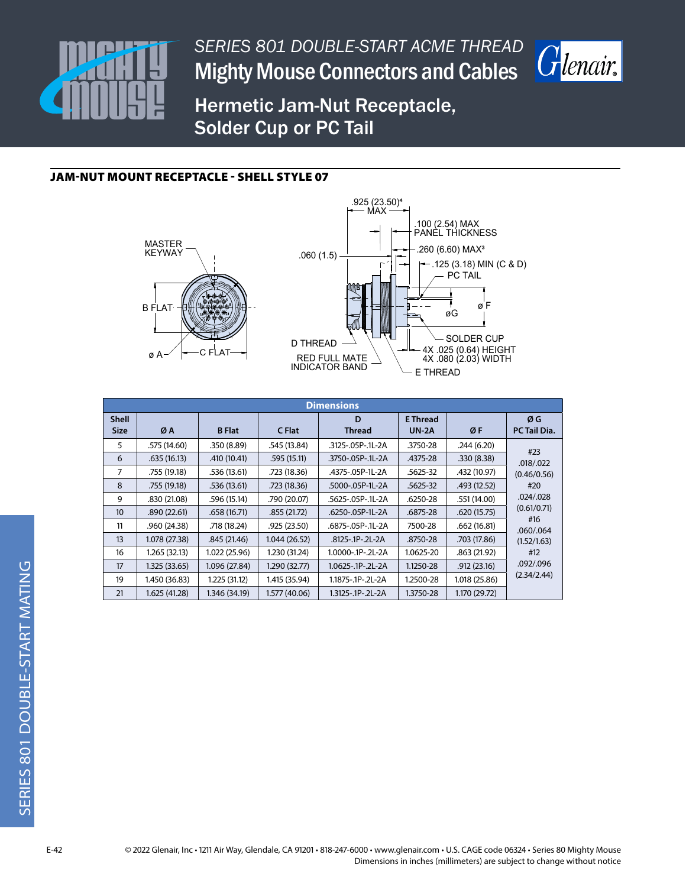# SERIES 801 DOUBLE-START ACME THREAD

# Mighty Mouse Connectors and Cables

## Hermetic Jam-Nut Receptacle, Solder Cup or PC Tail

### JAM-NUT MOUNT RECEPTACLE - SHELL STYLE 07

MASTER KEYWAY

B FLAT

ø A

C FLAT

.925 (23.50)[4] MAX

.100 (2.54) MAX PANEL THICKNESS

.060 (1.5)

.260 (6.60) MAX[3]

.125 (3.18) MIN (C & D) PC TAIL

ø F

øG

D THREAD

RED FULL MATE INDICATOR BAND

SOLDER CUP

4X .025 (0.64) HEIGHT
4X .080 (2.03) WIDTH

E THREAD

| Dimensions | | | | | | | |
|---|---|---|---|---|---|---|---|
| Shell Size | Ø A | B Flat | C Flat | D Thread | E Thread UN-2A | Ø F | Ø G PC Tail Dia. |
| 5 | .575 (14.60) | .350 (8.89) | .545 (13.84) | .3125-.05P-.1L-2A | .3750-28 | .244 (6.20) | #23 .018/.022 (0.46/0.56) #20 .024/.028 (0.61/0.71) #16 .060/.064 (1.52/1.63) #12 .092/.096 (2.34/2.44) |
| 6 | .635 (16.13) | .410 (10.41) | .595 (15.11) | .3750-.05P-.1L-2A | .4375-28 | .330 (8.38) | |
| 7 | .755 (19.18) | .536 (13.61) | .723 (18.36) | .4375-.05P-1L-2A | .5625-32 | .432 (10.97) | |
| 8 | .755 (19.18) | .536 (13.61) | .723 (18.36) | .5000-.05P-1L-2A | .5625-32 | .493 (12.52) | |
| 9 | .830 (21.08) | .596 (15.14) | .790 (20.07) | .5625-.05P-.1L-2A | .6250-28 | .551 (14.00) | |
| 10 | .890 (22.61) | .658 (16.71) | .855 (21.72) | .6250-.05P-1L-2A | .6875-28 | .620 (15.75) | |
| 11 | .960 (24.38) | .718 (18.24) | .925 (23.50) | .6875-.05P-.1L-2A | 7500-28 | .662 (16.81) | |
| 13 | 1.078 (27.38) | .845 (21.46) | 1.044 (26.52) | .8125-.1P-.2L-2A | .8750-28 | .703 (17.86) | |
| 16 | 1.265 (32.13) | 1.022 (25.96) | 1.230 (31.24) | 1.0000-.1P-.2L-2A | 1.0625-20 | .863 (21.92) | |
| 17 | 1.325 (33.65) | 1.096 (27.84) | 1.290 (32.77) | 1.0625-.1P-.2L-2A | 1.1250-28 | .912 (23.16) | |
| 19 | 1.450 (36.83) | 1.225 (31.12) | 1.415 (35.94) | 1.1875-.1P-.2L-2A | 1.2500-28 | 1.018 (25.86) | |
| 21 | 1.625 (41.28) | 1.346 (34.19) | 1.577 (40.06) | 1.3125-.1P-.2L-2A | 1.3750-28 | 1.170 (29.72) | |

© 2022 Glenair, Inc • 1211 Air Way, Glendale, CA 91201 • 818-247-6000 • www.glenair.com • U.S. CAGE code 06324 • Series 80 Mighty Mouse
Dimensions in inches (millimeters) are subject to change without notice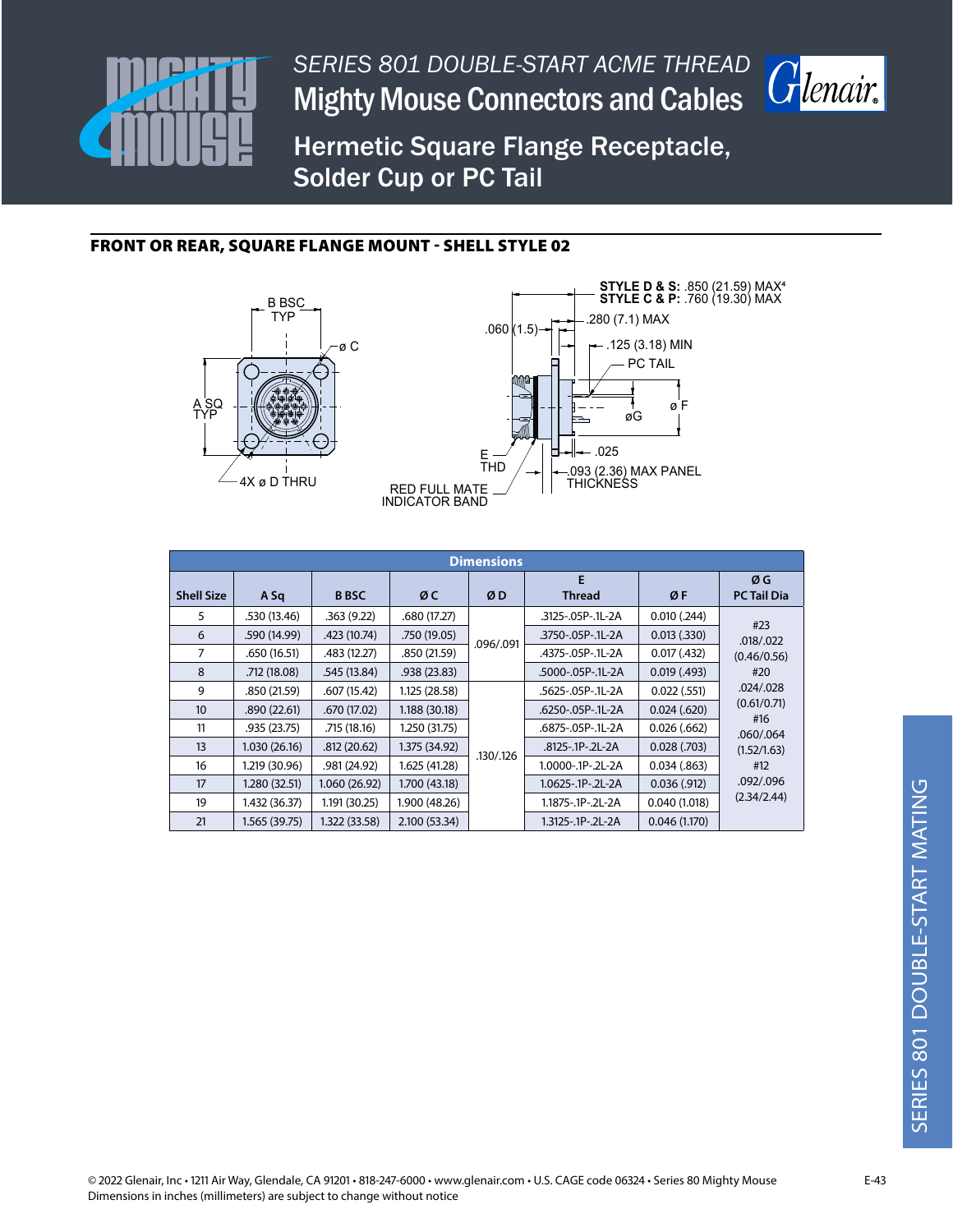# SERIES 801 DOUBLE-START ACME THREAD
# Mighty Mouse Connectors and Cables

## Hermetic Square Flange Receptacle, Solder Cup or PC Tail

### FRONT OR REAR, SQUARE FLANGE MOUNT - SHELL STYLE 02

B BSC TYP

ø C

A SQ TYP

4X ø D THRU

**STYLE D & S:** .850 (21.59) MAX[4]
**STYLE C & P:** .760 (19.30) MAX

.060 (1.5)

.280 (7.1) MAX

.125 (3.18) MIN

PC TAIL

ø F

øG

E THD

.025

.093 (2.36) MAX PANEL THICKNESS

RED FULL MATE INDICATOR BAND

| Dimensions | | | | | | | |
|---|---|---|---|---|---|---|---|
| Shell Size | A Sq | B BSC | Ø C | Ø D | E Thread | Ø F | Ø G PC Tail Dia |
| 5 | .530 (13.46) | .363 (9.22) | .680 (17.27) | .096/.091 | .3125-.05P-.1L-2A | 0.010 (.244) | #23 .018/.022 (0.46/0.56) #20 .024/.028 (0.61/0.71) #16 .060/.064 (1.52/1.63) #12 .092/.096 (2.34/2.44) |
| 6 | .590 (14.99) | .423 (10.74) | .750 (19.05) | | .3750-.05P-.1L-2A | 0.013 (.330) | |
| 7 | .650 (16.51) | .483 (12.27) | .850 (21.59) | | .4375-.05P-.1L-2A | 0.017 (.432) | |
| 8 | .712 (18.08) | .545 (13.84) | .938 (23.83) | | .5000-.05P-.1L-2A | 0.019 (.493) | |
| 9 | .850 (21.59) | .607 (15.42) | 1.125 (28.58) | .130/.126 | .5625-.05P-.1L-2A | 0.022 (.551) | |
| 10 | .890 (22.61) | .670 (17.02) | 1.188 (30.18) | | .6250-.05P-.1L-2A | 0.024 (.620) | |
| 11 | .935 (23.75) | .715 (18.16) | 1.250 (31.75) | | .6875-.05P-.1L-2A | 0.026 (.662) | |
| 13 | 1.030 (26.16) | .812 (20.62) | 1.375 (34.92) | | .8125-.1P-.2L-2A | 0.028 (.703) | |
| 16 | 1.219 (30.96) | .981 (24.92) | 1.625 (41.28) | | 1.0000-.1P-.2L-2A | 0.034 (.863) | |
| 17 | 1.280 (32.51) | 1.060 (26.92) | 1.700 (43.18) | | 1.0625-.1P-.2L-2A | 0.036 (.912) | |
| 19 | 1.432 (36.37) | 1.191 (30.25) | 1.900 (48.26) | | 1.1875-.1P-.2L-2A | 0.040 (1.018) | |
| 21 | 1.565 (39.75) | 1.322 (33.58) | 2.100 (53.34) | | 1.3125-.1P-.2L-2A | 0.046 (1.170) | |

© 2022 Glenair, Inc • 1211 Air Way, Glendale, CA 91201 • 818-247-6000 • www.glenair.com • U.S. CAGE code 06324 • Series 80 Mighty Mouse
Dimensions in inches (millimeters) are subject to change without notice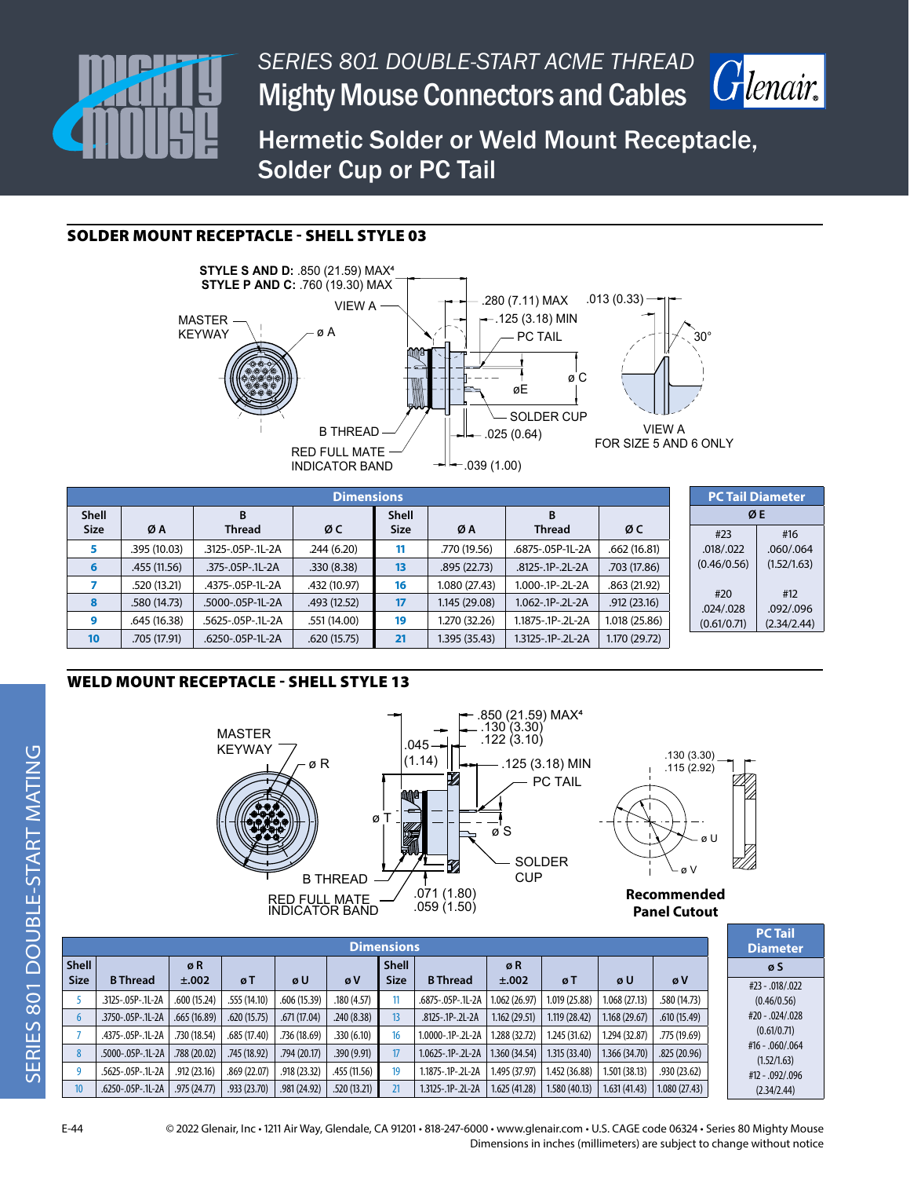# SERIES 801 DOUBLE-START ACME THREAD
# Mighty Mouse Connectors and Cables

## Hermetic Solder or Weld Mount Receptacle, Solder Cup or PC Tail

### SOLDER MOUNT RECEPTACLE - SHELL STYLE 03

STYLE S AND D: .850 (21.59) MAX[4]
STYLE P AND C: .760 (19.30) MAX
VIEW A
MASTER KEYWAY
ø A
.280 (7.11) MAX
.125 (3.18) MIN
PC TAIL
.013 (0.33)
30°
ø C
øE
SOLDER CUP
B THREAD
.025 (0.64)
RED FULL MATE INDICATOR BAND
.039 (1.00)
VIEW A
FOR SIZE 5 AND 6 ONLY

| Dimensions | | | | | | | |
|---|---|---|---|---|---|---|---|
| Shell Size | Ø A | B Thread | Ø C | Shell Size | Ø A | B Thread | Ø C |
| 5 | .395 (10.03) | .3125-.05P-.1L-2A | .244 (6.20) | 11 | .770 (19.56) | .6875-.05P-1L-2A | .662 (16.81) |
| 6 | .455 (11.56) | .375-.05P-.1L-2A | .330 (8.38) | 13 | .895 (22.73) | .8125-.1P-.2L-2A | .703 (17.86) |
| 7 | .520 (13.21) | .4375-.05P-1L-2A | .432 (10.97) | 16 | 1.080 (27.43) | 1.000-.1P-.2L-2A | .863 (21.92) |
| 8 | .580 (14.73) | .5000-.05P-1L-2A | .493 (12.52) | 17 | 1.145 (29.08) | 1.062-.1P-.2L-2A | .912 (23.16) |
| 9 | .645 (16.38) | .5625-.05P-.1L-2A | .551 (14.00) | 19 | 1.270 (32.26) | 1.1875-.1P-.2L-2A | 1.018 (25.86) |
| 10 | .705 (17.91) | .6250-.05P-1L-2A | .620 (15.75) | 21 | 1.395 (35.43) | 1.3125-.1P-.2L-2A | 1.170 (29.72) |

| PC Tail Diameter | |
|---|---|
| Ø E | |
| #23<br>.018/.022<br>(0.46/0.56) | #16<br>.060/.064<br>(1.52/1.63) |
| #20<br>.024/.028<br>(0.61/0.71) | #12<br>.092/.096<br>(2.34/2.44) |

### WELD MOUNT RECEPTACLE - SHELL STYLE 13

MASTER KEYWAY
ø R
.045 (1.14)
.850 (21.59) MAX[4]
.130 (3.30)
.122 (3.10)
.125 (3.18) MIN
PC TAIL
ø T
ø S
SOLDER CUP
B THREAD
RED FULL MATE INDICATOR BAND
.071 (1.80)
.059 (1.50)
.130 (3.30)
.115 (2.92)
ø U
ø V
**Recommended Panel Cutout**

| Dimensions | | | | | | | | | | | |
|---|---|---|---|---|---|---|---|---|---|---|---|
| Shell Size | B Thread | ø R ±.002 | ø T | ø U | ø V | Shell Size | B Thread | ø R ±.002 | ø T | ø U | ø V |
| 5 | .3125-.05P-.1L-2A | .600 (15.24) | .555 (14.10) | .606 (15.39) | .180 (4.57) | 11 | .6875-.05P-.1L-2A | 1.062 (26.97) | 1.019 (25.88) | 1.068 (27.13) | .580 (14.73) |
| 6 | .3750-.05P-.1L-2A | .665 (16.89) | .620 (15.75) | .671 (17.04) | .240 (8.38) | 13 | .8125-.1P-.2L-2A | 1.162 (29.51) | 1.119 (28.42) | 1.168 (29.67) | .610 (15.49) |
| 7 | .4375-.05P-.1L-2A | .730 (18.54) | .685 (17.40) | .736 (18.69) | .330 (6.10) | 16 | 1.0000-.1P-.2L-2A | 1.288 (32.72) | 1.245 (31.62) | 1.294 (32.87) | .775 (19.69) |
| 8 | .5000-.05P-.1L-2A | .788 (20.02) | .745 (18.92) | .794 (20.17) | .390 (9.91) | 17 | 1.0625-.1P-.2L-2A | 1.360 (34.54) | 1.315 (33.40) | 1.366 (34.70) | .825 (20.96) |
| 9 | .5625-.05P-.1L-2A | .912 (23.16) | .869 (22.07) | .918 (23.32) | .455 (11.56) | 19 | 1.1875-.1P-.2L-2A | 1.495 (37.97) | 1.452 (36.88) | 1.501 (38.13) | .930 (23.62) |
| 10 | .6250-.05P-.1L-2A | .975 (24.77) | .933 (23.70) | .981 (24.92) | .520 (13.21) | 21 | 1.3125-.1P-.2L-2A | 1.625 (41.28) | 1.580 (40.13) | 1.631 (41.43) | 1.080 (27.43) |

| PC Tail Diameter |
|---|
| ø S |
| #23 - .018/.022 (0.46/0.56) |
| #20 - .024/.028 (0.61/0.71) |
| #16 - .060/.064 (1.52/1.63) |
| #12 - .092/.096 (2.34/2.44) |

© 2022 Glenair, Inc • 1211 Air Way, Glendale, CA 91201 • 818-247-6000 • www.glenair.com • U.S. CAGE code 06324 • Series 80 Mighty Mouse
Dimensions in inches (millimeters) are subject to change without notice